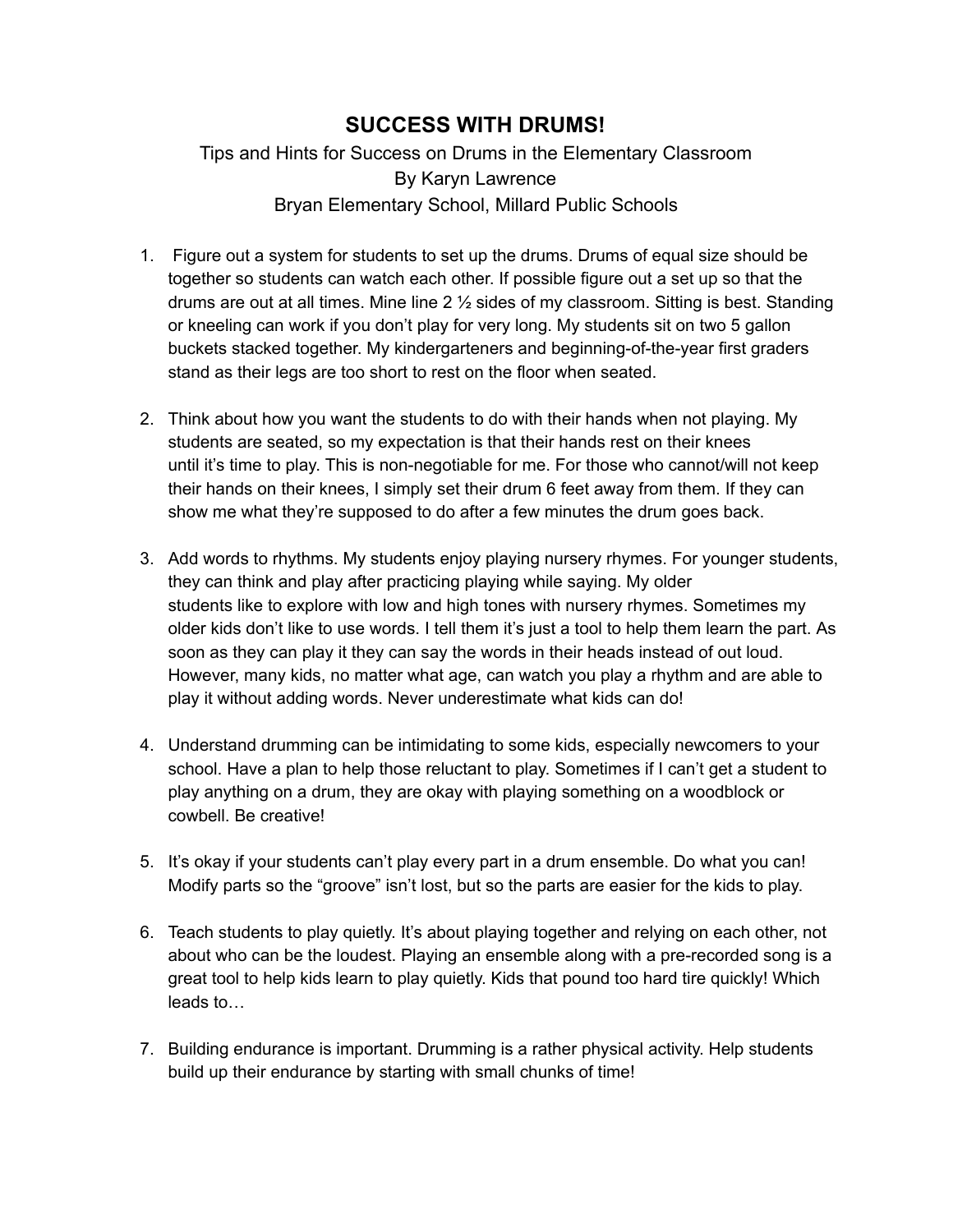# SUCCESS WITH DRUMS!

Tips and Hints for Success on Drums in the Elementary Classroom
By Karyn Lawrence
Bryan Elementary School, Millard Public Schools

1. Figure out a system for students to set up the drums. Drums of equal size should be together so students can watch each other. If possible figure out a set up so that the drums are out at all times. Mine line 2 ½ sides of my classroom. Sitting is best. Standing or kneeling can work if you don't play for very long. My students sit on two 5 gallon buckets stacked together. My kindergarteners and beginning-of-the-year first graders stand as their legs are too short to rest on the floor when seated.

2. Think about how you want the students to do with their hands when not playing. My students are seated, so my expectation is that their hands rest on their knees until it's time to play. This is non-negotiable for me. For those who cannot/will not keep their hands on their knees, I simply set their drum 6 feet away from them. If they can show me what they're supposed to do after a few minutes the drum goes back.

3. Add words to rhythms. My students enjoy playing nursery rhymes. For younger students, they can think and play after practicing playing while saying. My older students like to explore with low and high tones with nursery rhymes. Sometimes my older kids don't like to use words. I tell them it's just a tool to help them learn the part. As soon as they can play it they can say the words in their heads instead of out loud. However, many kids, no matter what age, can watch you play a rhythm and are able to play it without adding words. Never underestimate what kids can do!

4. Understand drumming can be intimidating to some kids, especially newcomers to your school. Have a plan to help those reluctant to play. Sometimes if I can't get a student to play anything on a drum, they are okay with playing something on a woodblock or cowbell. Be creative!

5. It's okay if your students can't play every part in a drum ensemble. Do what you can! Modify parts so the "groove" isn't lost, but so the parts are easier for the kids to play.

6. Teach students to play quietly. It's about playing together and relying on each other, not about who can be the loudest. Playing an ensemble along with a pre-recorded song is a great tool to help kids learn to play quietly. Kids that pound too hard tire quickly! Which leads to…

7. Building endurance is important. Drumming is a rather physical activity. Help students build up their endurance by starting with small chunks of time!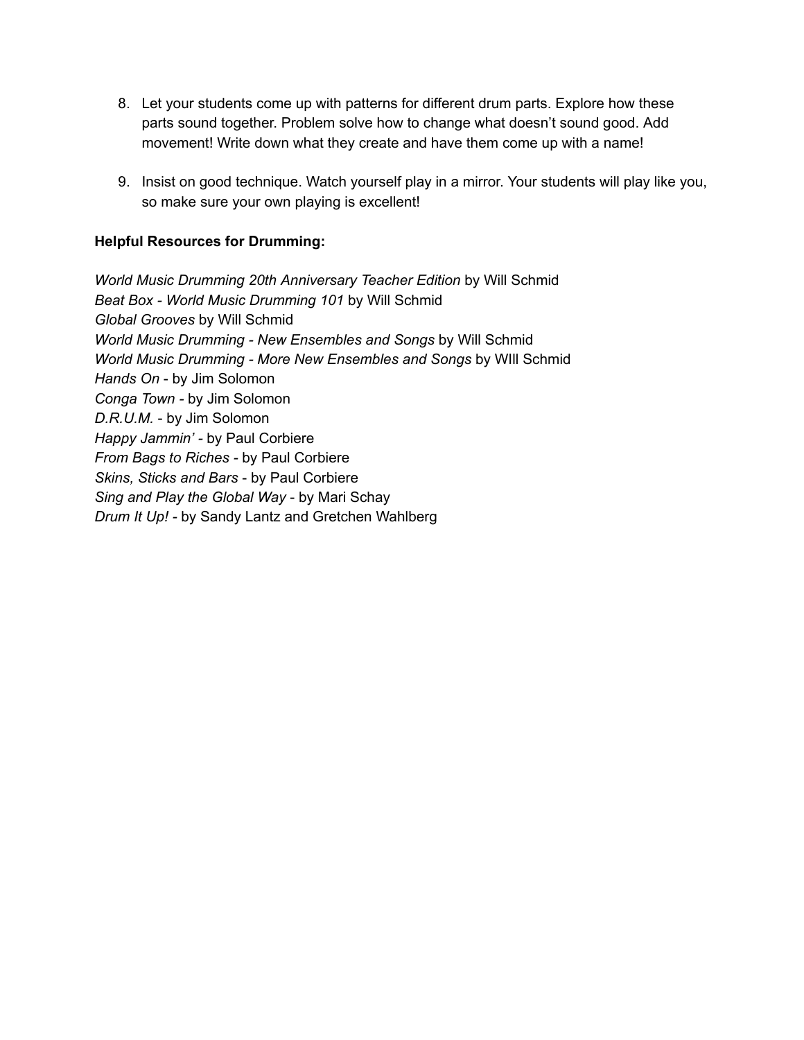8. Let your students come up with patterns for different drum parts. Explore how these parts sound together. Problem solve how to change what doesn't sound good. Add movement! Write down what they create and have them come up with a name!

9. Insist on good technique. Watch yourself play in a mirror. Your students will play like you, so make sure your own playing is excellent!

**Helpful Resources for Drumming:**

*World Music Drumming 20th Anniversary Teacher Edition* by Will Schmid
*Beat Box - World Music Drumming 101* by Will Schmid
*Global Grooves* by Will Schmid
*World Music Drumming - New Ensembles and Songs* by Will Schmid
*World Music Drumming - More New Ensembles and Songs* by WIll Schmid
*Hands On* - by Jim Solomon
*Conga Town* - by Jim Solomon
*D.R.U.M.* - by Jim Solomon
*Happy Jammin'* - by Paul Corbiere
*From Bags to Riches* - by Paul Corbiere
*Skins, Sticks and Bars* - by Paul Corbiere
*Sing and Play the Global Way* - by Mari Schay
*Drum It Up!* - by Sandy Lantz and Gretchen Wahlberg